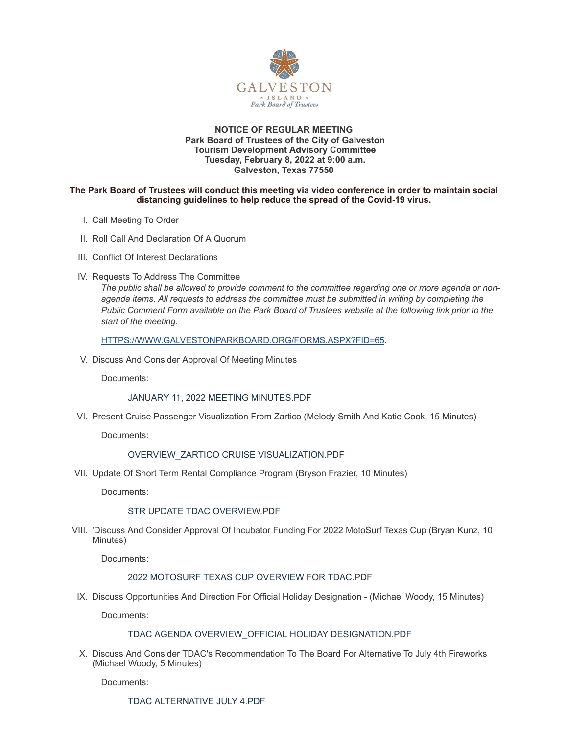GALVESTON

* ISLAND *

Park Board of Trustees

**NOTICE OF REGULAR MEETING**
**Park Board of Trustees of the City of Galveston**
**Tourism Development Advisory Committee**
**Tuesday, February 8, 2022 at 9:00 a.m.**
**Galveston, Texas 77550**

**The Park Board of Trustees will conduct this meeting via video conference in order to maintain social distancing guidelines to help reduce the spread of the Covid-19 virus.**

I. Call Meeting To Order

II. Roll Call And Declaration Of A Quorum

III. Conflict Of Interest Declarations

IV. Requests To Address The Committee

*The public shall be allowed to provide comment to the committee regarding one or more agenda or non-agenda items. All requests to address the committee must be submitted in writing by completing the Public Comment Form available on the Park Board of Trustees website at the following link prior to the start of the meeting.*

HTTPS://WWW.GALVESTONPARKBOARD.ORG/FORMS.ASPX?FID=65.

V. Discuss And Consider Approval Of Meeting Minutes

Documents:

JANUARY 11, 2022 MEETING MINUTES.PDF

VI. Present Cruise Passenger Visualization From Zartico (Melody Smith And Katie Cook, 15 Minutes)

Documents:

OVERVIEW_ZARTICO CRUISE VISUALIZATION.PDF

VII. Update Of Short Term Rental Compliance Program (Bryson Frazier, 10 Minutes)

Documents:

STR UPDATE TDAC OVERVIEW.PDF

VIII. 'Discuss And Consider Approval Of Incubator Funding For 2022 MotoSurf Texas Cup (Bryan Kunz, 10 Minutes)

Documents:

2022 MOTOSURF TEXAS CUP OVERVIEW FOR TDAC.PDF

IX. Discuss Opportunities And Direction For Official Holiday Designation - (Michael Woody, 15 Minutes)

Documents:

TDAC AGENDA OVERVIEW_OFFICIAL HOLIDAY DESIGNATION.PDF

X. Discuss And Consider TDAC's Recommendation To The Board For Alternative To July 4th Fireworks (Michael Woody, 5 Minutes)

Documents:

TDAC ALTERNATIVE JULY 4.PDF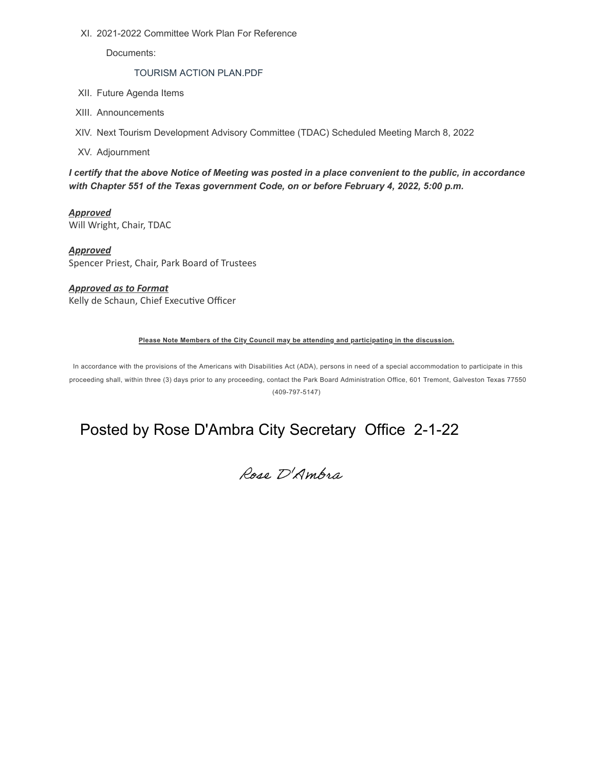XI. 2021-2022 Committee Work Plan For Reference

Documents:

TOURISM ACTION PLAN.PDF

XII. Future Agenda Items

XIII. Announcements

XIV. Next Tourism Development Advisory Committee (TDAC) Scheduled Meeting March 8, 2022

XV. Adjournment

***I certify that the above Notice of Meeting was posted in a place convenient to the public, in accordance with Chapter 551 of the Texas government Code, on or before February 4, 2022, 5:00 p.m.***

***Approved***
Will Wright, Chair, TDAC

***Approved***
Spencer Priest, Chair, Park Board of Trustees

***Approved as to Format***
Kelly de Schaun, Chief Executive Officer

**Please Note Members of the City Council may be attending and participating in the discussion.**

In accordance with the provisions of the Americans with Disabilities Act (ADA), persons in need of a special accommodation to participate in this proceeding shall, within three (3) days prior to any proceeding, contact the Park Board Administration Office, 601 Tremont, Galveston Texas 77550 (409-797-5147)

Posted by Rose D'Ambra City Secretary Office 2-1-22

Rose D'Ambra